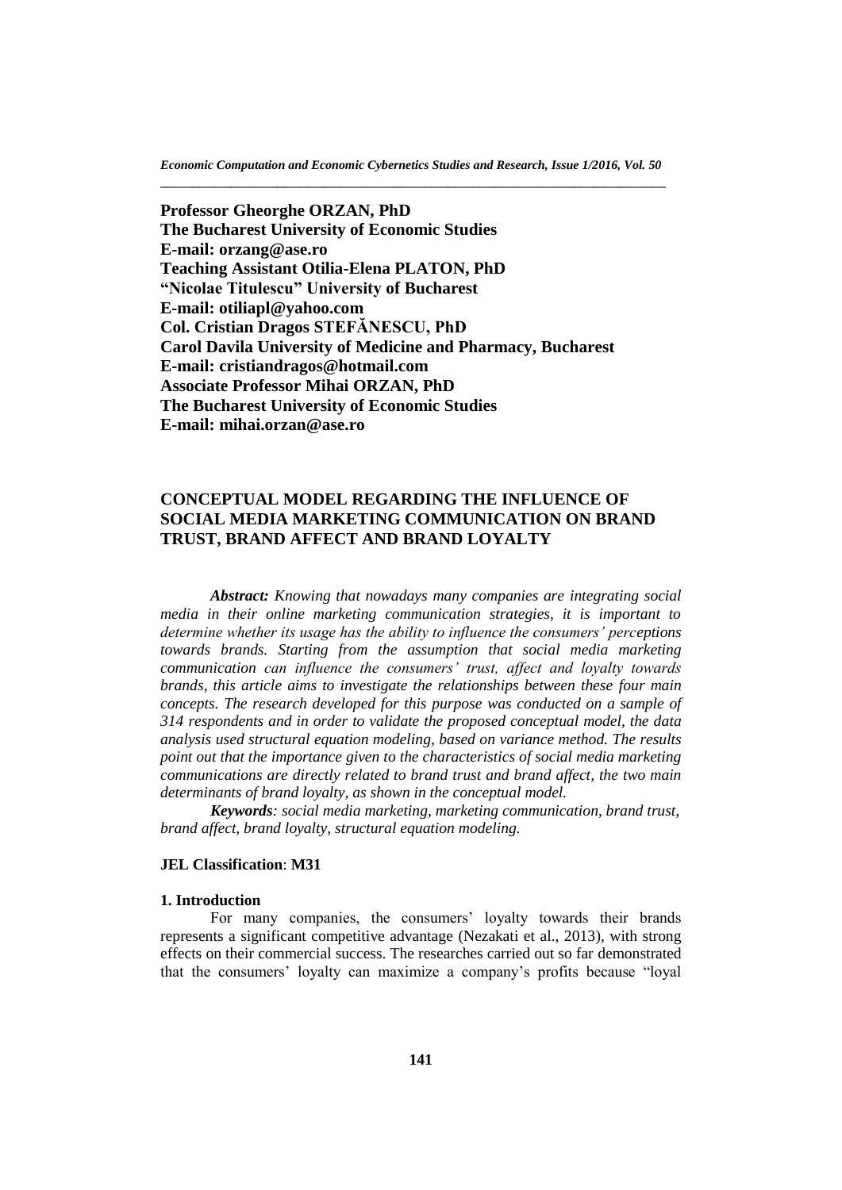**Professor Gheorghe ORZAN, PhD**
**The Bucharest University of Economic Studies**
**E-mail: orzang@ase.ro**
**Teaching Assistant Otilia-Elena PLATON, PhD**
**"Nicolae Titulescu" University of Bucharest**
**E-mail: otiliapl@yahoo.com**
**Col. Cristian Dragos STEFĂNESCU, PhD**
**Carol Davila University of Medicine and Pharmacy, Bucharest**
**E-mail: cristiandragos@hotmail.com**
**Associate Professor Mihai ORZAN, PhD**
**The Bucharest University of Economic Studies**
**E-mail: mihai.orzan@ase.ro**

# CONCEPTUAL MODEL REGARDING THE INFLUENCE OF SOCIAL MEDIA MARKETING COMMUNICATION ON BRAND TRUST, BRAND AFFECT AND BRAND LOYALTY

***Abstract:*** *Knowing that nowadays many companies are integrating social media in their online marketing communication strategies, it is important to determine whether its usage has the ability to influence the consumers' perceptions towards brands. Starting from the assumption that social media marketing communication can influence the consumers' trust, affect and loyalty towards brands, this article aims to investigate the relationships between these four main concepts. The research developed for this purpose was conducted on a sample of 314 respondents and in order to validate the proposed conceptual model, the data analysis used structural equation modeling, based on variance method. The results point out that the importance given to the characteristics of social media marketing communications are directly related to brand trust and brand affect, the two main determinants of brand loyalty, as shown in the conceptual model.*

***Keywords****: social media marketing, marketing communication, brand trust, brand affect, brand loyalty, structural equation modeling.*

**JEL Classification**: **M31**

## 1. Introduction

For many companies, the consumers' loyalty towards their brands represents a significant competitive advantage (Nezakati et al., 2013), with strong effects on their commercial success. The researches carried out so far demonstrated that the consumers' loyalty can maximize a company's profits because "loyal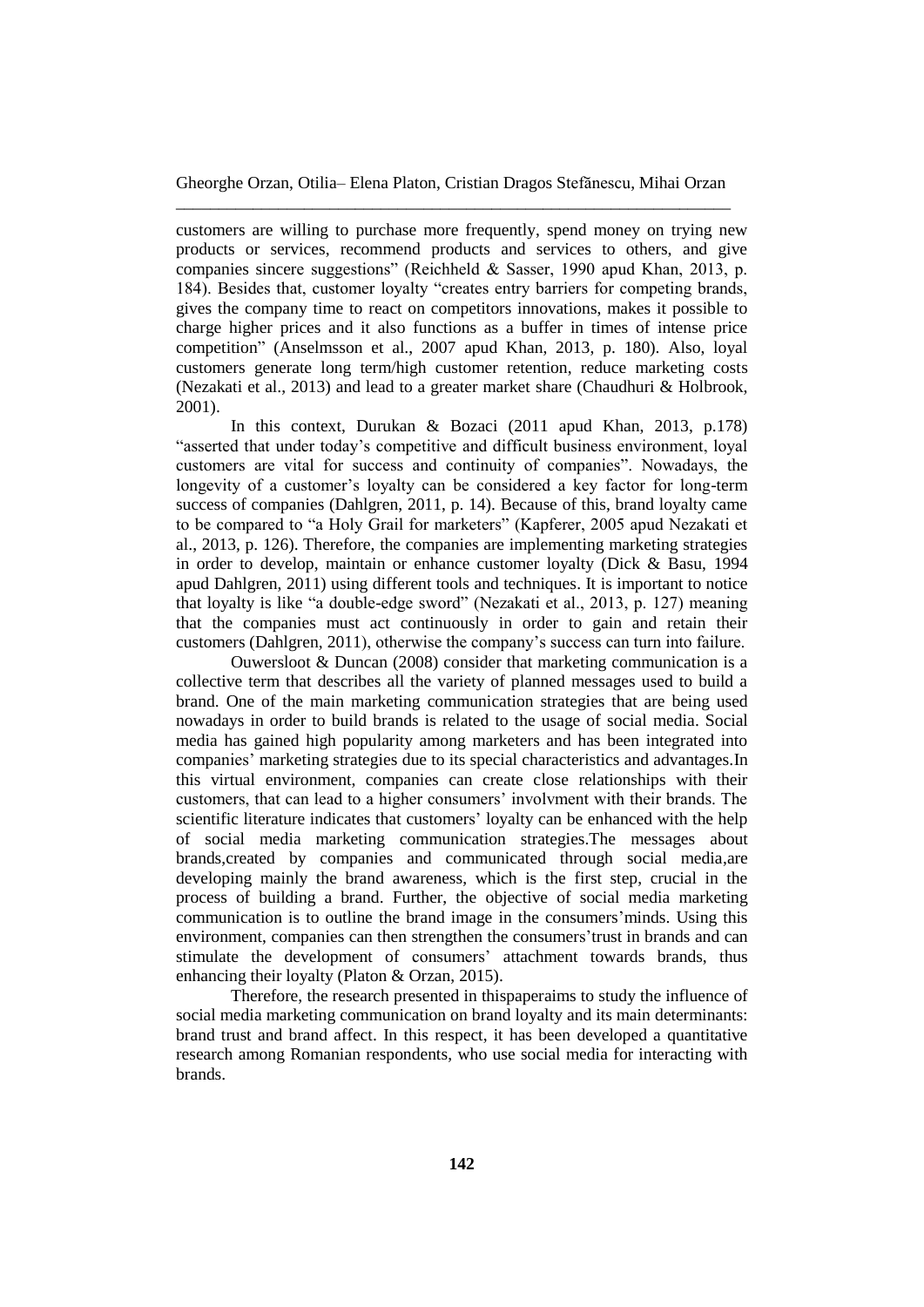customers are willing to purchase more frequently, spend money on trying new products or services, recommend products and services to others, and give companies sincere suggestions" (Reichheld & Sasser, 1990 apud Khan, 2013, p. 184). Besides that, customer loyalty "creates entry barriers for competing brands, gives the company time to react on competitors innovations, makes it possible to charge higher prices and it also functions as a buffer in times of intense price competition" (Anselmsson et al., 2007 apud Khan, 2013, p. 180). Also, loyal customers generate long term/high customer retention, reduce marketing costs (Nezakati et al., 2013) and lead to a greater market share (Chaudhuri & Holbrook, 2001).

In this context, Durukan & Bozaci (2011 apud Khan, 2013, p.178) "asserted that under today's competitive and difficult business environment, loyal customers are vital for success and continuity of companies". Nowadays, the longevity of a customer's loyalty can be considered a key factor for long-term success of companies (Dahlgren, 2011, p. 14). Because of this, brand loyalty came to be compared to "a Holy Grail for marketers" (Kapferer, 2005 apud Nezakati et al., 2013, p. 126). Therefore, the companies are implementing marketing strategies in order to develop, maintain or enhance customer loyalty (Dick & Basu, 1994 apud Dahlgren, 2011) using different tools and techniques. It is important to notice that loyalty is like "a double-edge sword" (Nezakati et al., 2013, p. 127) meaning that the companies must act continuously in order to gain and retain their customers (Dahlgren, 2011), otherwise the company's success can turn into failure.

Ouwersloot & Duncan (2008) consider that marketing communication is a collective term that describes all the variety of planned messages used to build a brand. One of the main marketing communication strategies that are being used nowadays in order to build brands is related to the usage of social media. Social media has gained high popularity among marketers and has been integrated into companies' marketing strategies due to its special characteristics and advantages.In this virtual environment, companies can create close relationships with their customers, that can lead to a higher consumers' involvment with their brands. The scientific literature indicates that customers' loyalty can be enhanced with the help of social media marketing communication strategies.The messages about brands,created by companies and communicated through social media,are developing mainly the brand awareness, which is the first step, crucial in the process of building a brand. Further, the objective of social media marketing communication is to outline the brand image in the consumers'minds. Using this environment, companies can then strengthen the consumers'trust in brands and can stimulate the development of consumers' attachment towards brands, thus enhancing their loyalty (Platon & Orzan, 2015).

Therefore, the research presented in thispaperaims to study the influence of social media marketing communication on brand loyalty and its main determinants: brand trust and brand affect. In this respect, it has been developed a quantitative research among Romanian respondents, who use social media for interacting with brands.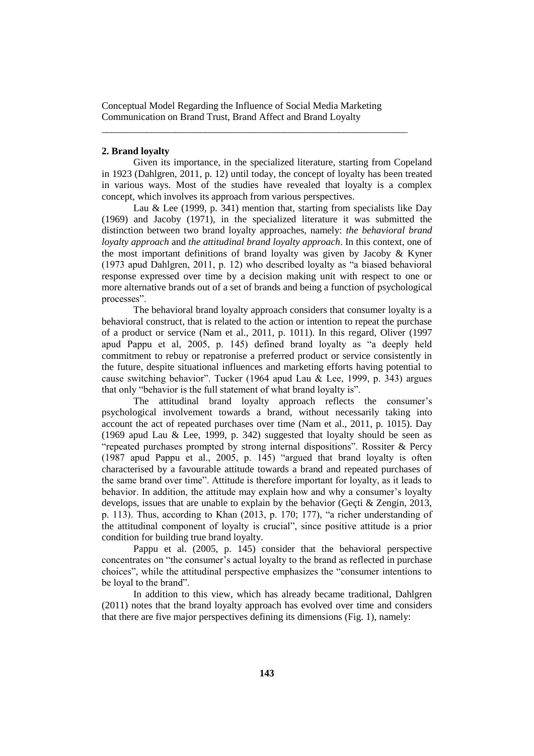## 2. Brand loyalty

Given its importance, in the specialized literature, starting from Copeland in 1923 (Dahlgren, 2011, p. 12) until today, the concept of loyalty has been treated in various ways. Most of the studies have revealed that loyalty is a complex concept, which involves its approach from various perspectives.

Lau & Lee (1999, p. 341) mention that, starting from specialists like Day (1969) and Jacoby (1971), in the specialized literature it was submitted the distinction between two brand loyalty approaches, namely: *the behavioral brand loyalty approach* and *the attitudinal brand loyalty approach*. In this context, one of the most important definitions of brand loyalty was given by Jacoby & Kyner (1973 apud Dahlgren, 2011, p. 12) who described loyalty as "a biased behavioral response expressed over time by a decision making unit with respect to one or more alternative brands out of a set of brands and being a function of psychological processes".

The behavioral brand loyalty approach considers that consumer loyalty is a behavioral construct, that is related to the action or intention to repeat the purchase of a product or service (Nam et al., 2011, p. 1011). In this regard, Oliver (1997 apud Pappu et al, 2005, p. 145) defined brand loyalty as "a deeply held commitment to rebuy or repatronise a preferred product or service consistently in the future, despite situational influences and marketing efforts having potential to cause switching behavior". Tucker (1964 apud Lau & Lee, 1999, p. 343) argues that only "behavior is the full statement of what brand loyalty is".

The attitudinal brand loyalty approach reflects the consumer's psychological involvement towards a brand, without necessarily taking into account the act of repeated purchases over time (Nam et al., 2011, p. 1015). Day (1969 apud Lau & Lee, 1999, p. 342) suggested that loyalty should be seen as "repeated purchases prompted by strong internal dispositions". Rossiter & Percy (1987 apud Pappu et al., 2005, p. 145) "argued that brand loyalty is often characterised by a favourable attitude towards a brand and repeated purchases of the same brand over time". Attitude is therefore important for loyalty, as it leads to behavior. In addition, the attitude may explain how and why a consumer's loyalty develops, issues that are unable to explain by the behavior (Geçti & Zengin, 2013, p. 113). Thus, according to Khan (2013, p. 170; 177), "a richer understanding of the attitudinal component of loyalty is crucial", since positive attitude is a prior condition for building true brand loyalty.

Pappu et al. (2005, p. 145) consider that the behavioral perspective concentrates on "the consumer's actual loyalty to the brand as reflected in purchase choices", while the attitudinal perspective emphasizes the "consumer intentions to be loyal to the brand".

In addition to this view, which has already became traditional, Dahlgren (2011) notes that the brand loyalty approach has evolved over time and considers that there are five major perspectives defining its dimensions (Fig. 1), namely: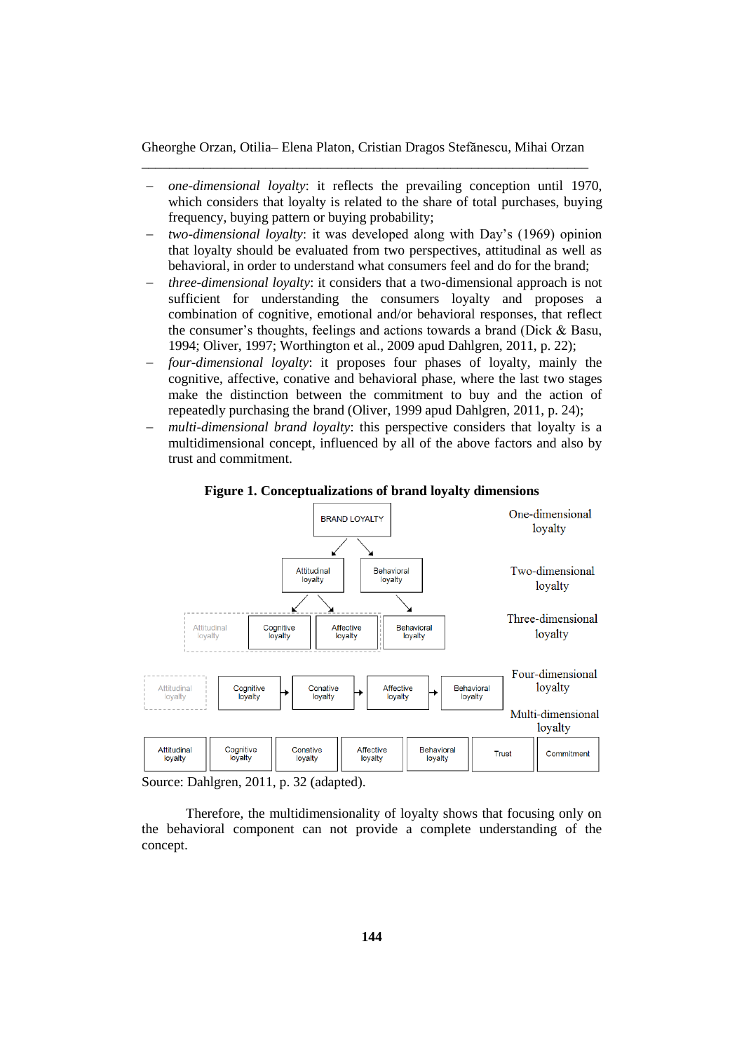- *one-dimensional loyalty*: it reflects the prevailing conception until 1970, which considers that loyalty is related to the share of total purchases, buying frequency, buying pattern or buying probability;
- *two-dimensional loyalty*: it was developed along with Day's (1969) opinion that loyalty should be evaluated from two perspectives, attitudinal as well as behavioral, in order to understand what consumers feel and do for the brand;
- *three-dimensional loyalty*: it considers that a two-dimensional approach is not sufficient for understanding the consumers loyalty and proposes a combination of cognitive, emotional and/or behavioral responses, that reflect the consumer's thoughts, feelings and actions towards a brand (Dick & Basu, 1994; Oliver, 1997; Worthington et al., 2009 apud Dahlgren, 2011, p. 22);
- *four-dimensional loyalty*: it proposes four phases of loyalty, mainly the cognitive, affective, conative and behavioral phase, where the last two stages make the distinction between the commitment to buy and the action of repeatedly purchasing the brand (Oliver, 1999 apud Dahlgren, 2011, p. 24);
- *multi-dimensional brand loyalty*: this perspective considers that loyalty is a multidimensional concept, influenced by all of the above factors and also by trust and commitment.

**Figure 1. Conceptualizations of brand loyalty dimensions**

| Level | Components |
|---|---|
| One-dimensional loyalty | BRAND LOYALTY |
| Two-dimensional loyalty | Attitudinal loyalty; Behavioral loyalty |
| Three-dimensional loyalty | (Attitudinal loyalty:) Cognitive loyalty, Affective loyalty; Behavioral loyalty |
| Four-dimensional loyalty | (Attitudinal loyalty:) Cognitive loyalty → Conative loyalty → Affective loyalty → Behavioral loyalty |
| Multi-dimensional loyalty | Attitudinal loyalty; Cognitive loyalty; Conative loyalty; Affective loyalty; Behavioral loyalty; Trust; Commitment |

Source: Dahlgren, 2011, p. 32 (adapted).

Therefore, the multidimensionality of loyalty shows that focusing only on the behavioral component can not provide a complete understanding of the concept.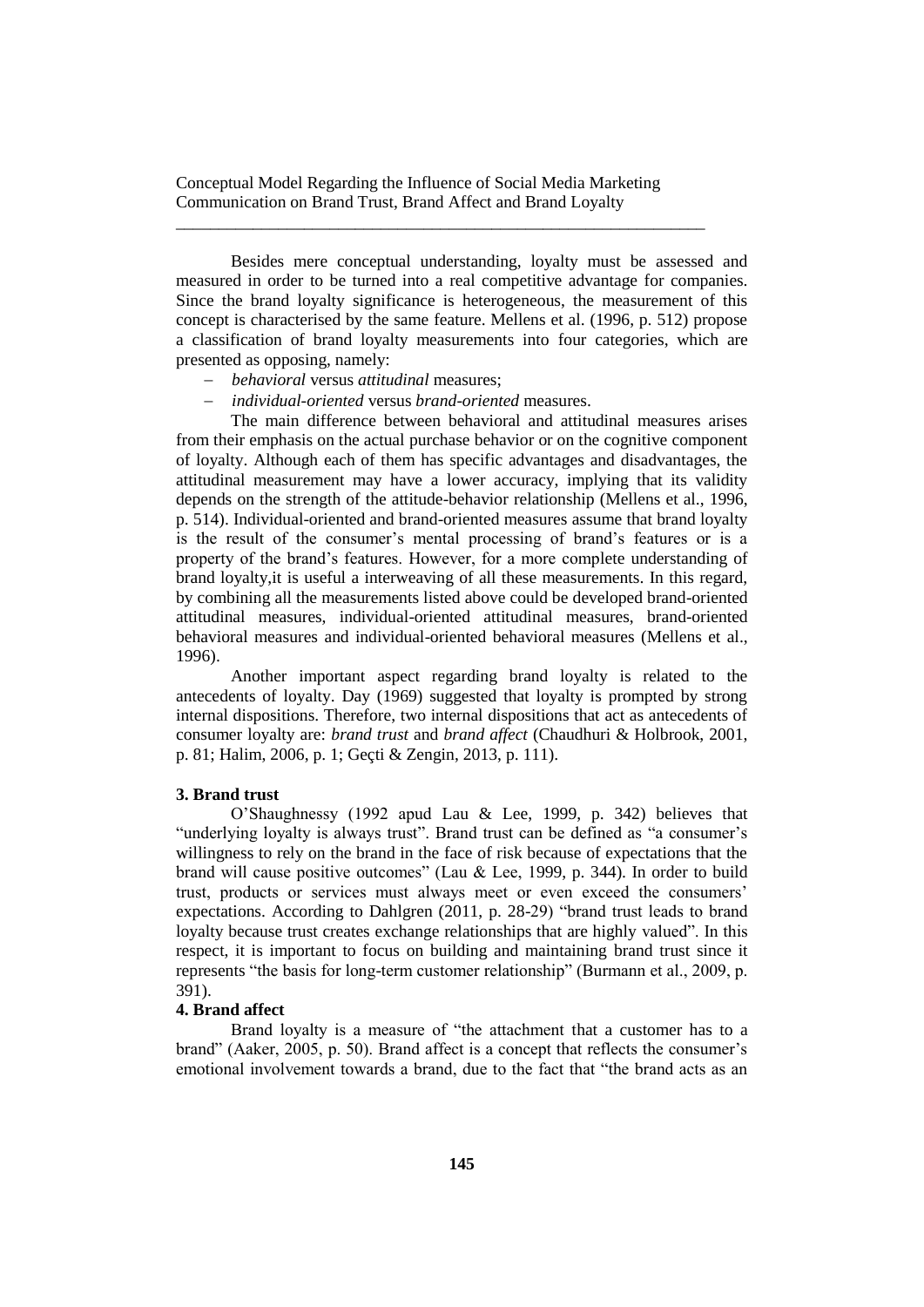Besides mere conceptual understanding, loyalty must be assessed and measured in order to be turned into a real competitive advantage for companies. Since the brand loyalty significance is heterogeneous, the measurement of this concept is characterised by the same feature. Mellens et al. (1996, p. 512) propose a classification of brand loyalty measurements into four categories, which are presented as opposing, namely:

- *behavioral* versus *attitudinal* measures;
- *individual-oriented* versus *brand-oriented* measures.

The main difference between behavioral and attitudinal measures arises from their emphasis on the actual purchase behavior or on the cognitive component of loyalty. Although each of them has specific advantages and disadvantages, the attitudinal measurement may have a lower accuracy, implying that its validity depends on the strength of the attitude-behavior relationship (Mellens et al., 1996, p. 514). Individual-oriented and brand-oriented measures assume that brand loyalty is the result of the consumer's mental processing of brand's features or is a property of the brand's features. However, for a more complete understanding of brand loyalty,it is useful a interweaving of all these measurements. In this regard, by combining all the measurements listed above could be developed brand-oriented attitudinal measures, individual-oriented attitudinal measures, brand-oriented behavioral measures and individual-oriented behavioral measures (Mellens et al., 1996).

Another important aspect regarding brand loyalty is related to the antecedents of loyalty. Day (1969) suggested that loyalty is prompted by strong internal dispositions. Therefore, two internal dispositions that act as antecedents of consumer loyalty are: *brand trust* and *brand affect* (Chaudhuri & Holbrook, 2001, p. 81; Halim, 2006, p. 1; Geçti & Zengin, 2013, p. 111).

## 3. Brand trust

O'Shaughnessy (1992 apud Lau & Lee, 1999, p. 342) believes that "underlying loyalty is always trust". Brand trust can be defined as "a consumer's willingness to rely on the brand in the face of risk because of expectations that the brand will cause positive outcomes" (Lau & Lee, 1999, p. 344). In order to build trust, products or services must always meet or even exceed the consumers' expectations. According to Dahlgren (2011, p. 28-29) "brand trust leads to brand loyalty because trust creates exchange relationships that are highly valued". In this respect, it is important to focus on building and maintaining brand trust since it represents "the basis for long-term customer relationship" (Burmann et al., 2009, p. 391).

## 4. Brand affect

Brand loyalty is a measure of "the attachment that a customer has to a brand" (Aaker, 2005, p. 50). Brand affect is a concept that reflects the consumer's emotional involvement towards a brand, due to the fact that "the brand acts as an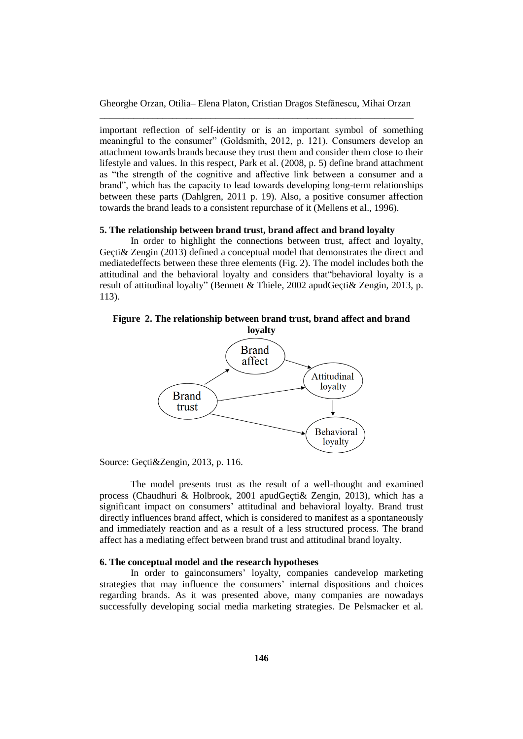important reflection of self-identity or is an important symbol of something meaningful to the consumer" (Goldsmith, 2012, p. 121). Consumers develop an attachment towards brands because they trust them and consider them close to their lifestyle and values. In this respect, Park et al. (2008, p. 5) define brand attachment as "the strength of the cognitive and affective link between a consumer and a brand", which has the capacity to lead towards developing long-term relationships between these parts (Dahlgren, 2011 p. 19). Also, a positive consumer affection towards the brand leads to a consistent repurchase of it (Mellens et al., 1996).

## 5. The relationship between brand trust, brand affect and brand loyalty

In order to highlight the connections between trust, affect and loyalty, Geçti& Zengin (2013) defined a conceptual model that demonstrates the direct and mediatedeffects between these three elements (Fig. 2). The model includes both the attitudinal and the behavioral loyalty and considers that"behavioral loyalty is a result of attitudinal loyalty" (Bennett & Thiele, 2002 apudGeçti& Zengin, 2013, p. 113).

**Figure 2. The relationship between brand trust, brand affect and brand loyalty**

Brand affect

Attitudinal loyalty

Brand trust

Behavioral loyalty

Source: Geçti&Zengin, 2013, p. 116.

The model presents trust as the result of a well-thought and examined process (Chaudhuri & Holbrook, 2001 apudGeçti& Zengin, 2013), which has a significant impact on consumers' attitudinal and behavioral loyalty. Brand trust directly influences brand affect, which is considered to manifest as a spontaneously and immediately reaction and as a result of a less structured process. The brand affect has a mediating effect between brand trust and attitudinal brand loyalty.

## 6. The conceptual model and the research hypotheses

In order to gainconsumers' loyalty, companies candevelop marketing strategies that may influence the consumers' internal dispositions and choices regarding brands. As it was presented above, many companies are nowadays successfully developing social media marketing strategies. De Pelsmacker et al.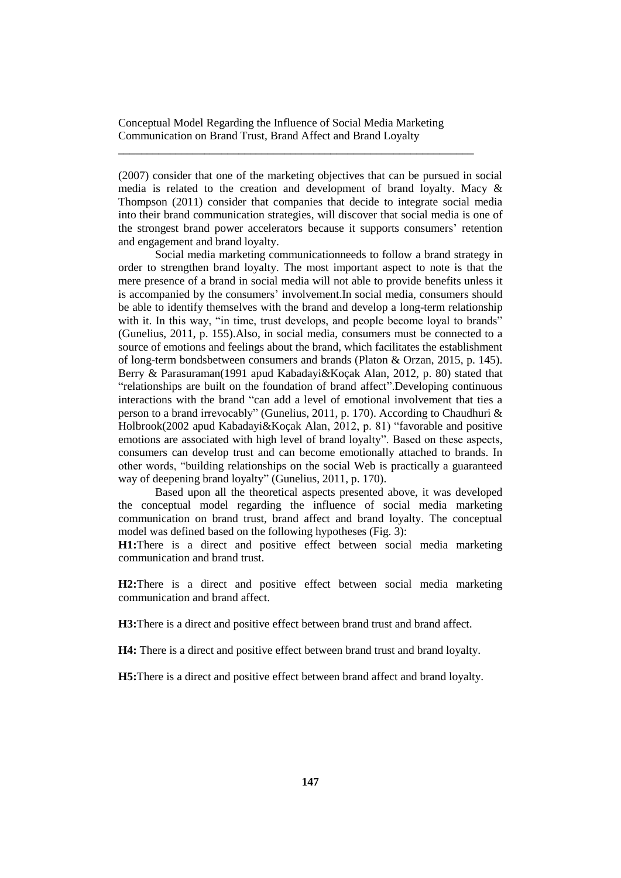(2007) consider that one of the marketing objectives that can be pursued in social media is related to the creation and development of brand loyalty. Macy & Thompson (2011) consider that companies that decide to integrate social media into their brand communication strategies, will discover that social media is one of the strongest brand power accelerators because it supports consumers' retention and engagement and brand loyalty.

Social media marketing communicationneeds to follow a brand strategy in order to strengthen brand loyalty. The most important aspect to note is that the mere presence of a brand in social media will not able to provide benefits unless it is accompanied by the consumers' involvement.In social media, consumers should be able to identify themselves with the brand and develop a long-term relationship with it. In this way, "in time, trust develops, and people become loyal to brands" (Gunelius, 2011, p. 155).Also, in social media, consumers must be connected to a source of emotions and feelings about the brand, which facilitates the establishment of long-term bondsbetween consumers and brands (Platon & Orzan, 2015, p. 145). Berry & Parasuraman(1991 apud Kabadayi&Koçak Alan, 2012, p. 80) stated that "relationships are built on the foundation of brand affect".Developing continuous interactions with the brand "can add a level of emotional involvement that ties a person to a brand irrevocably" (Gunelius, 2011, p. 170). According to Chaudhuri & Holbrook(2002 apud Kabadayi&Koçak Alan, 2012, p. 81) "favorable and positive emotions are associated with high level of brand loyalty". Based on these aspects, consumers can develop trust and can become emotionally attached to brands. In other words, "building relationships on the social Web is practically a guaranteed way of deepening brand loyalty" (Gunelius, 2011, p. 170).

Based upon all the theoretical aspects presented above, it was developed the conceptual model regarding the influence of social media marketing communication on brand trust, brand affect and brand loyalty. The conceptual model was defined based on the following hypotheses (Fig. 3):

**H1:**There is a direct and positive effect between social media marketing communication and brand trust.

**H2:**There is a direct and positive effect between social media marketing communication and brand affect.

**H3:**There is a direct and positive effect between brand trust and brand affect.

**H4:** There is a direct and positive effect between brand trust and brand loyalty.

**H5:**There is a direct and positive effect between brand affect and brand loyalty.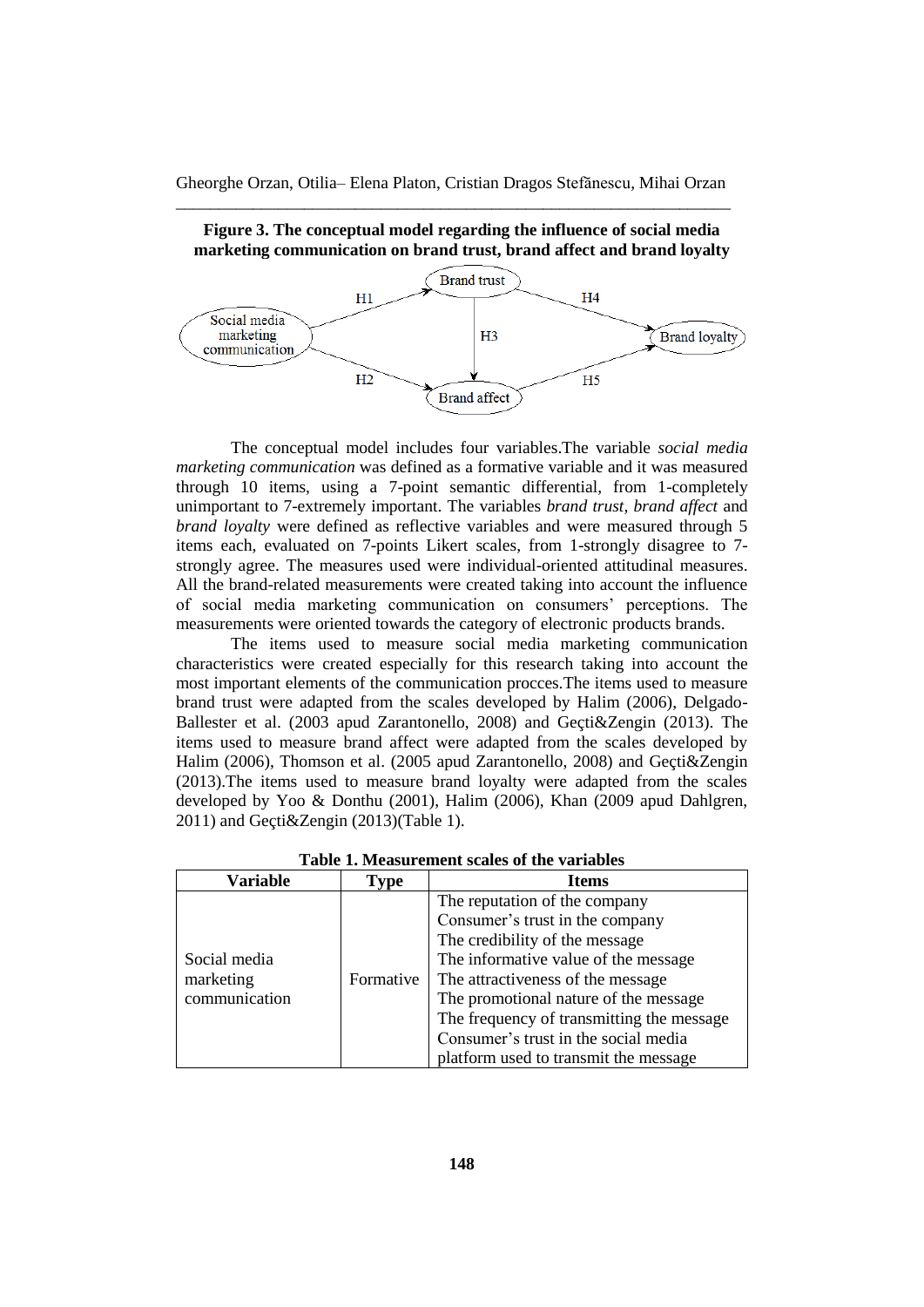**Figure 3. The conceptual model regarding the influence of social media marketing communication on brand trust, brand affect and brand loyalty**

The conceptual model includes four variables.The variable *social media marketing communication* was defined as a formative variable and it was measured through 10 items, using a 7-point semantic differential, from 1-completely unimportant to 7-extremely important. The variables *brand trust, brand affect* and *brand loyalty* were defined as reflective variables and were measured through 5 items each, evaluated on 7-points Likert scales, from 1-strongly disagree to 7-strongly agree. The measures used were individual-oriented attitudinal measures. All the brand-related measurements were created taking into account the influence of social media marketing communication on consumers' perceptions. The measurements were oriented towards the category of electronic products brands.

The items used to measure social media marketing communication characteristics were created especially for this research taking into account the most important elements of the communication procces.The items used to measure brand trust were adapted from the scales developed by Halim (2006), Delgado-Ballester et al. (2003 apud Zarantonello, 2008) and Geçti&Zengin (2013). The items used to measure brand affect were adapted from the scales developed by Halim (2006), Thomson et al. (2005 apud Zarantonello, 2008) and Geçti&Zengin (2013).The items used to measure brand loyalty were adapted from the scales developed by Yoo & Donthu (2001), Halim (2006), Khan (2009 apud Dahlgren, 2011) and Geçti&Zengin (2013)(Table 1).

**Table 1. Measurement scales of the variables**

| Variable | Type | Items |
|---|---|---|
| Social media marketing communication | Formative | The reputation of the company<br>Consumer's trust in the company<br>The credibility of the message<br>The informative value of the message<br>The attractiveness of the message<br>The promotional nature of the message<br>The frequency of transmitting the message<br>Consumer's trust in the social media platform used to transmit the message |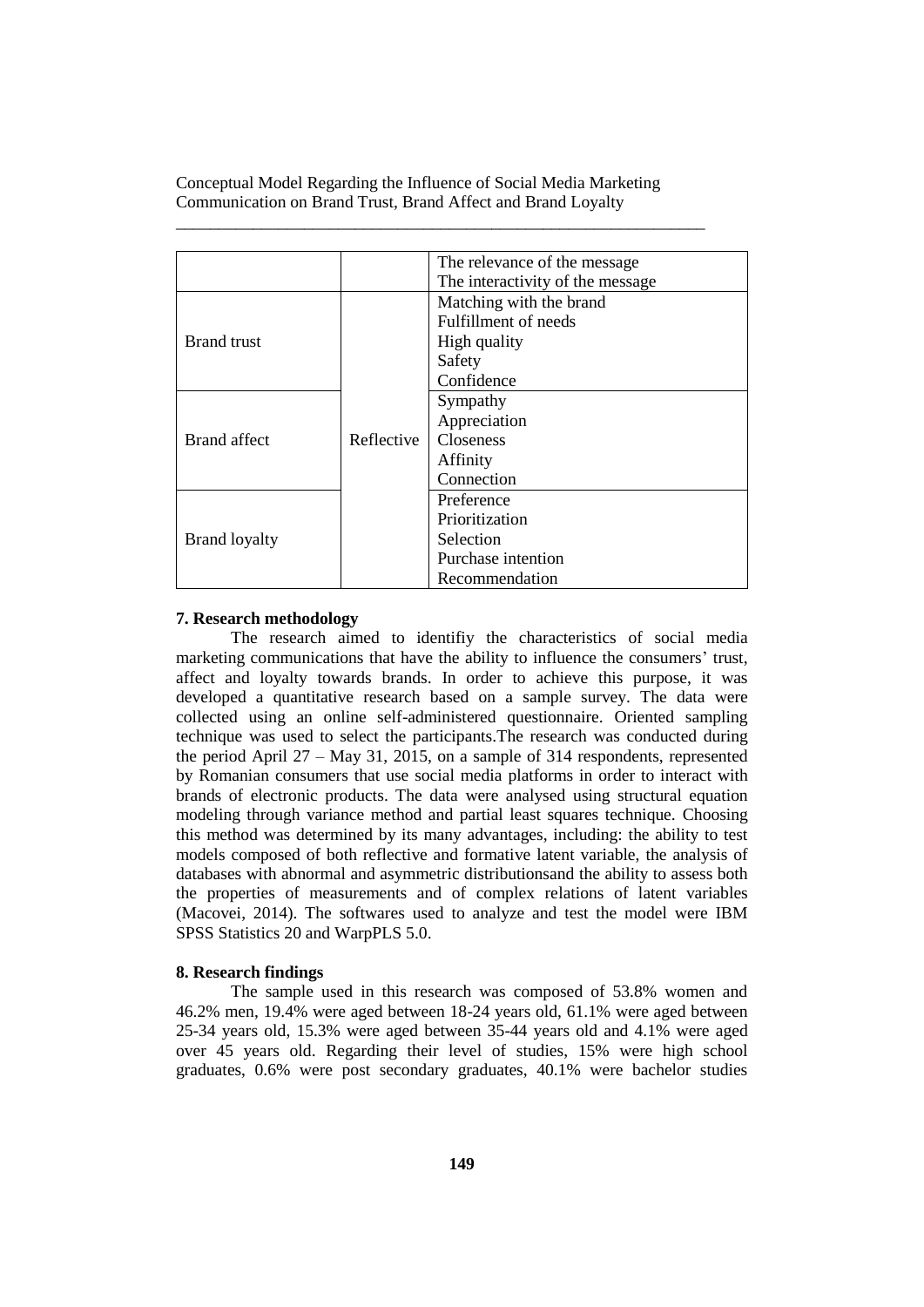| | | The relevance of the message<br>The interactivity of the message |
|---|---|---|
| Brand trust | Reflective | Matching with the brand<br>Fulfillment of needs<br>High quality<br>Safety<br>Confidence |
| Brand affect | | Sympathy<br>Appreciation<br>Closeness<br>Affinity<br>Connection |
| Brand loyalty | | Preference<br>Prioritization<br>Selection<br>Purchase intention<br>Recommendation |

**7. Research methodology**

The research aimed to identifiy the characteristics of social media marketing communications that have the ability to influence the consumers' trust, affect and loyalty towards brands. In order to achieve this purpose, it was developed a quantitative research based on a sample survey. The data were collected using an online self-administered questionnaire. Oriented sampling technique was used to select the participants.The research was conducted during the period April 27 – May 31, 2015, on a sample of 314 respondents, represented by Romanian consumers that use social media platforms in order to interact with brands of electronic products. The data were analysed using structural equation modeling through variance method and partial least squares technique. Choosing this method was determined by its many advantages, including: the ability to test models composed of both reflective and formative latent variable, the analysis of databases with abnormal and asymmetric distributionsand the ability to assess both the properties of measurements and of complex relations of latent variables (Macovei, 2014). The softwares used to analyze and test the model were IBM SPSS Statistics 20 and WarpPLS 5.0.

**8. Research findings**

The sample used in this research was composed of 53.8% women and 46.2% men, 19.4% were aged between 18-24 years old, 61.1% were aged between 25-34 years old, 15.3% were aged between 35-44 years old and 4.1% were aged over 45 years old. Regarding their level of studies, 15% were high school graduates, 0.6% were post secondary graduates, 40.1% were bachelor studies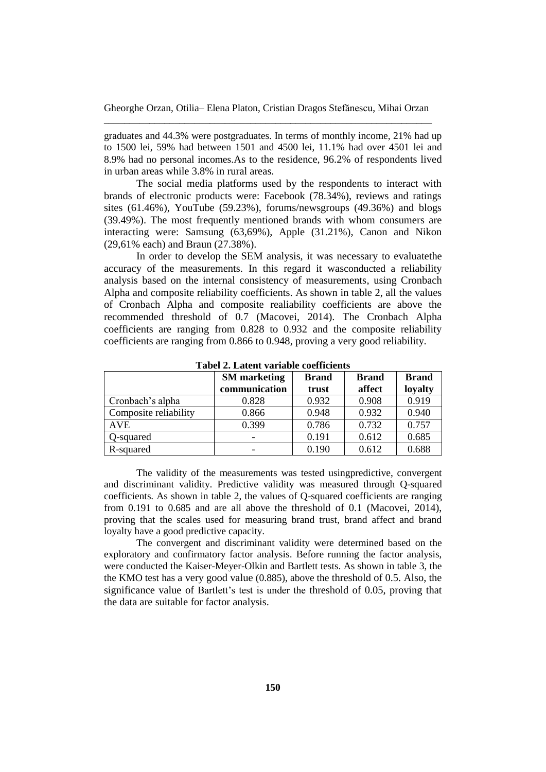graduates and 44.3% were postgraduates. In terms of monthly income, 21% had up to 1500 lei, 59% had between 1501 and 4500 lei, 11.1% had over 4501 lei and 8.9% had no personal incomes.As to the residence, 96.2% of respondents lived in urban areas while 3.8% in rural areas.

The social media platforms used by the respondents to interact with brands of electronic products were: Facebook (78.34%), reviews and ratings sites (61.46%), YouTube (59.23%), forums/newsgroups (49.36%) and blogs (39.49%). The most frequently mentioned brands with whom consumers are interacting were: Samsung (63,69%), Apple (31.21%), Canon and Nikon (29,61% each) and Braun (27.38%).

In order to develop the SEM analysis, it was necessary to evaluatethe accuracy of the measurements. In this regard it wasconducted a reliability analysis based on the internal consistency of measurements, using Cronbach Alpha and composite reliability coefficients. As shown in table 2, all the values of Cronbach Alpha and composite realiability coefficients are above the recommended threshold of 0.7 (Macovei, 2014). The Cronbach Alpha coefficients are ranging from 0.828 to 0.932 and the composite reliability coefficients are ranging from 0.866 to 0.948, proving a very good reliability.

**Tabel 2. Latent variable coefficients**

| | **SM marketing communication** | **Brand trust** | **Brand affect** | **Brand loyalty** |
|---|---|---|---|---|
| Cronbach's alpha | 0.828 | 0.932 | 0.908 | 0.919 |
| Composite reliability | 0.866 | 0.948 | 0.932 | 0.940 |
| AVE | 0.399 | 0.786 | 0.732 | 0.757 |
| Q-squared | - | 0.191 | 0.612 | 0.685 |
| R-squared | - | 0.190 | 0.612 | 0.688 |

The validity of the measurements was tested usingpredictive, convergent and discriminant validity. Predictive validity was measured through Q-squared coefficients. As shown in table 2, the values of Q-squared coefficients are ranging from 0.191 to 0.685 and are all above the threshold of 0.1 (Macovei, 2014), proving that the scales used for measuring brand trust, brand affect and brand loyalty have a good predictive capacity.

The convergent and discriminant validity were determined based on the exploratory and confirmatory factor analysis. Before running the factor analysis, were conducted the Kaiser-Meyer-Olkin and Bartlett tests. As shown in table 3, the the KMO test has a very good value (0.885), above the threshold of 0.5. Also, the significance value of Bartlett's test is under the threshold of 0.05, proving that the data are suitable for factor analysis.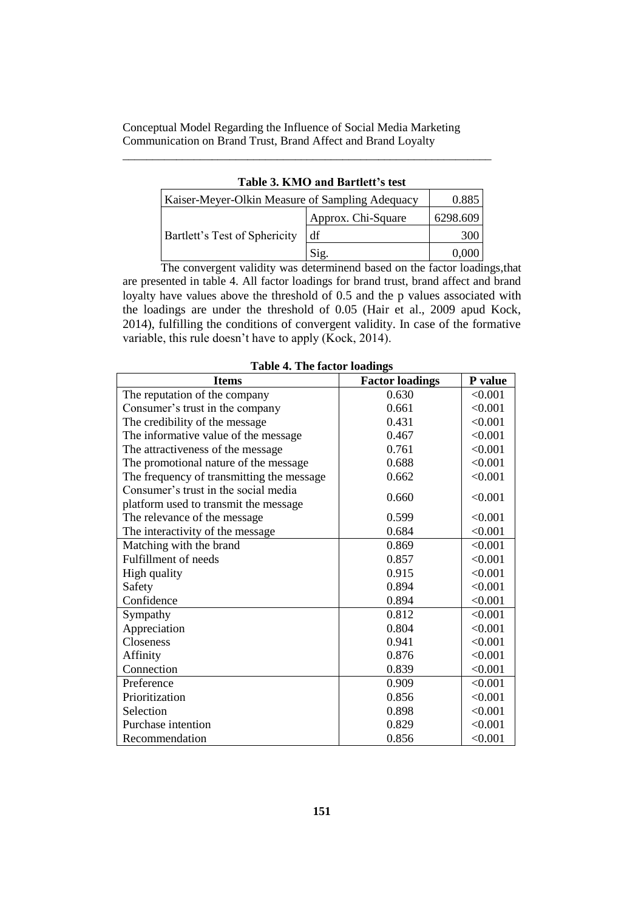**Table 3. KMO and Bartlett's test**

| Kaiser-Meyer-Olkin Measure of Sampling Adequacy | | 0.885 |
|---|---|---|
| Bartlett's Test of Sphericity | Approx. Chi-Square | 6298.609 |
| | df | 300 |
| | Sig. | 0,000 |

The convergent validity was determinend based on the factor loadings,that are presented in table 4. All factor loadings for brand trust, brand affect and brand loyalty have values above the threshold of 0.5 and the p values associated with the loadings are under the threshold of 0.05 (Hair et al., 2009 apud Kock, 2014), fulfilling the conditions of convergent validity. In case of the formative variable, this rule doesn't have to apply (Kock, 2014).

**Table 4. The factor loadings**

| Items | Factor loadings | P value |
|---|---|---|
| The reputation of the company | 0.630 | <0.001 |
| Consumer's trust in the company | 0.661 | <0.001 |
| The credibility of the message | 0.431 | <0.001 |
| The informative value of the message | 0.467 | <0.001 |
| The attractiveness of the message | 0.761 | <0.001 |
| The promotional nature of the message | 0.688 | <0.001 |
| The frequency of transmitting the message | 0.662 | <0.001 |
| Consumer's trust in the social media platform used to transmit the message | 0.660 | <0.001 |
| The relevance of the message | 0.599 | <0.001 |
| The interactivity of the message | 0.684 | <0.001 |
| Matching with the brand | 0.869 | <0.001 |
| Fulfillment of needs | 0.857 | <0.001 |
| High quality | 0.915 | <0.001 |
| Safety | 0.894 | <0.001 |
| Confidence | 0.894 | <0.001 |
| Sympathy | 0.812 | <0.001 |
| Appreciation | 0.804 | <0.001 |
| Closeness | 0.941 | <0.001 |
| Affinity | 0.876 | <0.001 |
| Connection | 0.839 | <0.001 |
| Preference | 0.909 | <0.001 |
| Prioritization | 0.856 | <0.001 |
| Selection | 0.898 | <0.001 |
| Purchase intention | 0.829 | <0.001 |
| Recommendation | 0.856 | <0.001 |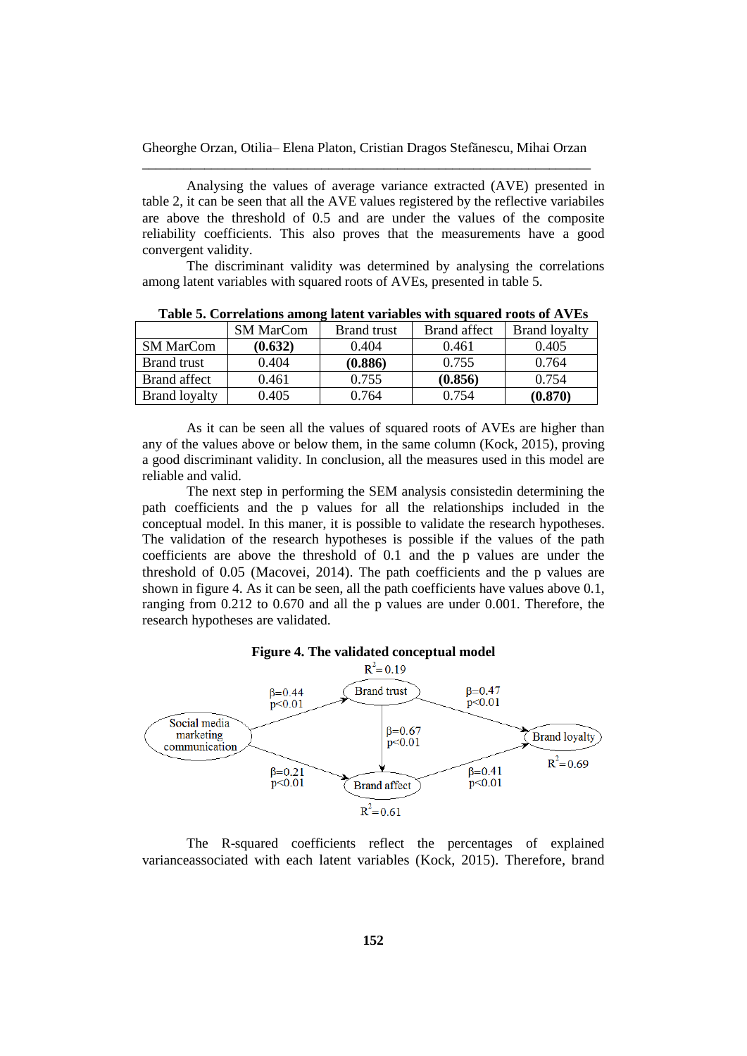Analysing the values of average variance extracted (AVE) presented in table 2, it can be seen that all the AVE values registered by the reflective variabiles are above the threshold of 0.5 and are under the values of the composite reliability coefficients. This also proves that the measurements have a good convergent validity.

The discriminant validity was determined by analysing the correlations among latent variables with squared roots of AVEs, presented in table 5.

**Table 5. Correlations among latent variables with squared roots of AVEs**

| | SM MarCom | Brand trust | Brand affect | Brand loyalty |
|---|---|---|---|---|
| SM MarCom | **(0.632)** | 0.404 | 0.461 | 0.405 |
| Brand trust | 0.404 | **(0.886)** | 0.755 | 0.764 |
| Brand affect | 0.461 | 0.755 | **(0.856)** | 0.754 |
| Brand loyalty | 0.405 | 0.764 | 0.754 | **(0.870)** |

As it can be seen all the values of squared roots of AVEs are higher than any of the values above or below them, in the same column (Kock, 2015), proving a good discriminant validity. In conclusion, all the measures used in this model are reliable and valid.

The next step in performing the SEM analysis consistedin determining the path coefficients and the p values for all the relationships included in the conceptual model. In this maner, it is possible to validate the research hypotheses. The validation of the research hypotheses is possible if the values of the path coefficients are above the threshold of 0.1 and the p values are under the threshold of 0.05 (Macovei, 2014). The path coefficients and the p values are shown in figure 4. As it can be seen, all the path coefficients have values above 0.1, ranging from 0.212 to 0.670 and all the p values are under 0.001. Therefore, the research hypotheses are validated.

**Figure 4. The validated conceptual model**

Social media marketing communication → Brand trust: β=0.44, $p<0.01$; Brand trust $R^2=0.19$

Social media marketing communication → Brand affect: β=0.21, $p<0.01$

Brand trust → Brand affect: β=0.67, $p<0.01$; Brand affect $R^2=0.61$

Brand trust → Brand loyalty: β=0.47, $p<0.01$

Brand affect → Brand loyalty: β=0.41, $p<0.01$; Brand loyalty $R^2=0.69$

The R-squared coefficients reflect the percentages of explained varianceassociated with each latent variables (Kock, 2015). Therefore, brand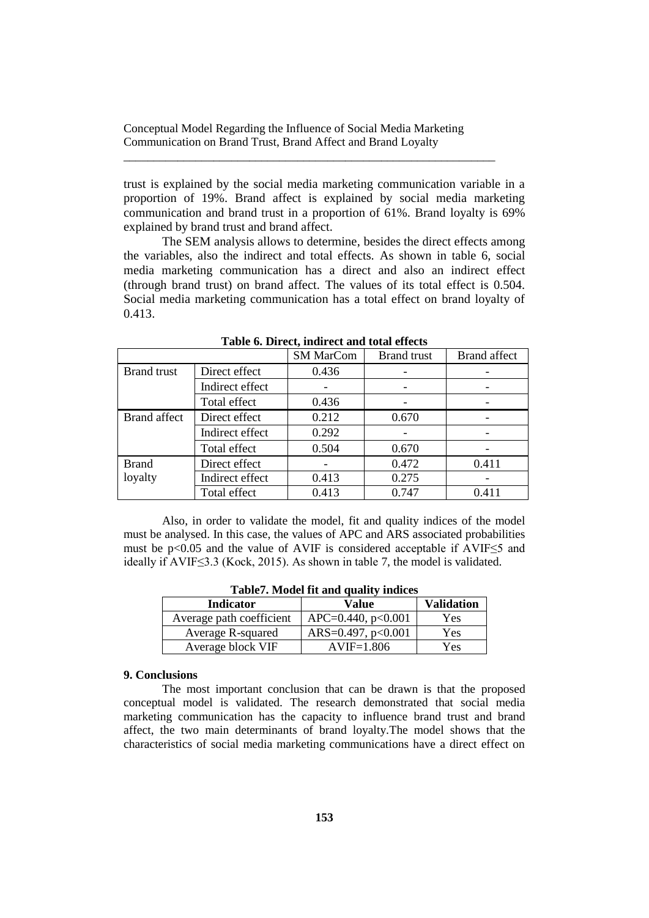trust is explained by the social media marketing communication variable in a proportion of 19%. Brand affect is explained by social media marketing communication and brand trust in a proportion of 61%. Brand loyalty is 69% explained by brand trust and brand affect.

The SEM analysis allows to determine, besides the direct effects among the variables, also the indirect and total effects. As shown in table 6, social media marketing communication has a direct and also an indirect effect (through brand trust) on brand affect. The values of its total effect is 0.504. Social media marketing communication has a total effect on brand loyalty of 0.413.

**Table 6. Direct, indirect and total effects**

| | | SM MarCom | Brand trust | Brand affect |
|---|---|---|---|---|
| Brand trust | Direct effect | 0.436 | - | - |
| | Indirect effect | - | - | - |
| | Total effect | 0.436 | - | - |
| Brand affect | Direct effect | 0.212 | 0.670 | - |
| | Indirect effect | 0.292 | - | - |
| | Total effect | 0.504 | 0.670 | - |
| Brand loyalty | Direct effect | - | 0.472 | 0.411 |
| | Indirect effect | 0.413 | 0.275 | - |
| | Total effect | 0.413 | 0.747 | 0.411 |

Also, in order to validate the model, fit and quality indices of the model must be analysed. In this case, the values of APC and ARS associated probabilities must be $p<0.05$ and the value of AVIF is considered acceptable if AVIF≤5 and ideally if AVIF≤3.3 (Kock, 2015). As shown in table 7, the model is validated.

**Table7. Model fit and quality indices**

| Indicator | Value | Validation |
|---|---|---|
| Average path coefficient | APC=0.440, $p<0.001$ | Yes |
| Average R-squared | ARS=0.497, $p<0.001$ | Yes |
| Average block VIF | AVIF=1.806 | Yes |

**9. Conclusions**

The most important conclusion that can be drawn is that the proposed conceptual model is validated. The research demonstrated that social media marketing communication has the capacity to influence brand trust and brand affect, the two main determinants of brand loyalty.The model shows that the characteristics of social media marketing communications have a direct effect on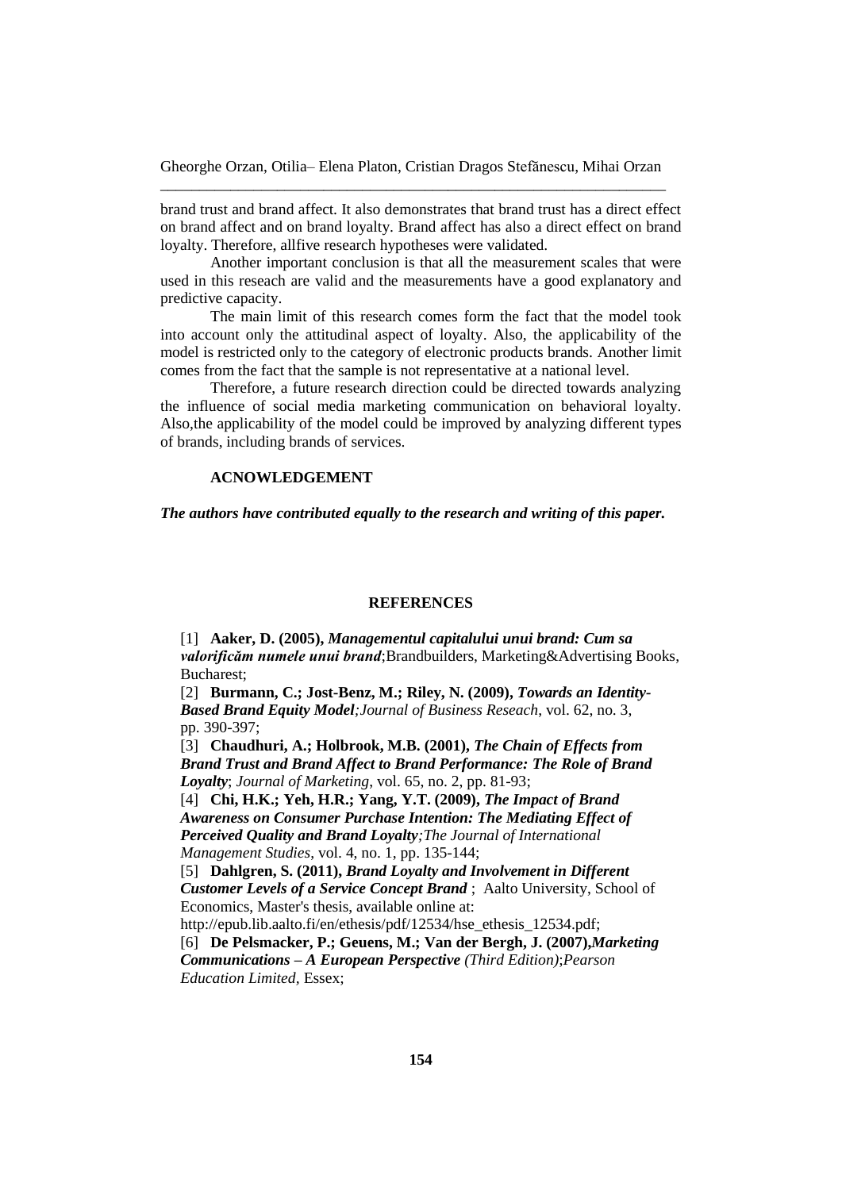brand trust and brand affect. It also demonstrates that brand trust has a direct effect on brand affect and on brand loyalty. Brand affect has also a direct effect on brand loyalty. Therefore, allfive research hypotheses were validated.

Another important conclusion is that all the measurement scales that were used in this reseach are valid and the measurements have a good explanatory and predictive capacity.

The main limit of this research comes form the fact that the model took into account only the attitudinal aspect of loyalty. Also, the applicability of the model is restricted only to the category of electronic products brands. Another limit comes from the fact that the sample is not representative at a national level.

Therefore, a future research direction could be directed towards analyzing the influence of social media marketing communication on behavioral loyalty. Also,the applicability of the model could be improved by analyzing different types of brands, including brands of services.

## ACNOWLEDGEMENT

***The authors have contributed equally to the research and writing of this paper.***

## REFERENCES

[1] **Aaker, D. (2005),** ***Managementul capitalului unui brand: Cum sa valorificăm numele unui brand***;Brandbuilders, Marketing&Advertising Books, Bucharest;

[2] **Burmann, C.; Jost-Benz, M.; Riley, N. (2009),** ***Towards an Identity-Based Brand Equity Model***;*Journal of Business Reseach*, vol. 62, no. 3, pp. 390-397;

[3] **Chaudhuri, A.; Holbrook, M.B. (2001),** ***The Chain of Effects from Brand Trust and Brand Affect to Brand Performance: The Role of Brand Loyalty***; *Journal of Marketing*, vol. 65, no. 2, pp. 81-93;

[4] **Chi, H.K.; Yeh, H.R.; Yang, Y.T. (2009),** ***The Impact of Brand Awareness on Consumer Purchase Intention: The Mediating Effect of Perceived Quality and Brand Loyalty***;*The Journal of International Management Studies*, vol. 4, no. 1, pp. 135-144;

[5] **Dahlgren, S. (2011),** ***Brand Loyalty and Involvement in Different Customer Levels of a Service Concept Brand*** ; Aalto University, School of Economics, Master's thesis, available online at: http://epub.lib.aalto.fi/en/ethesis/pdf/12534/hse_ethesis_12534.pdf;

[6] **De Pelsmacker, P.; Geuens, M.; Van der Bergh, J. (2007),*****Marketing Communications – A European Perspective*** *(Third Edition)*;*Pearson Education Limited*, Essex;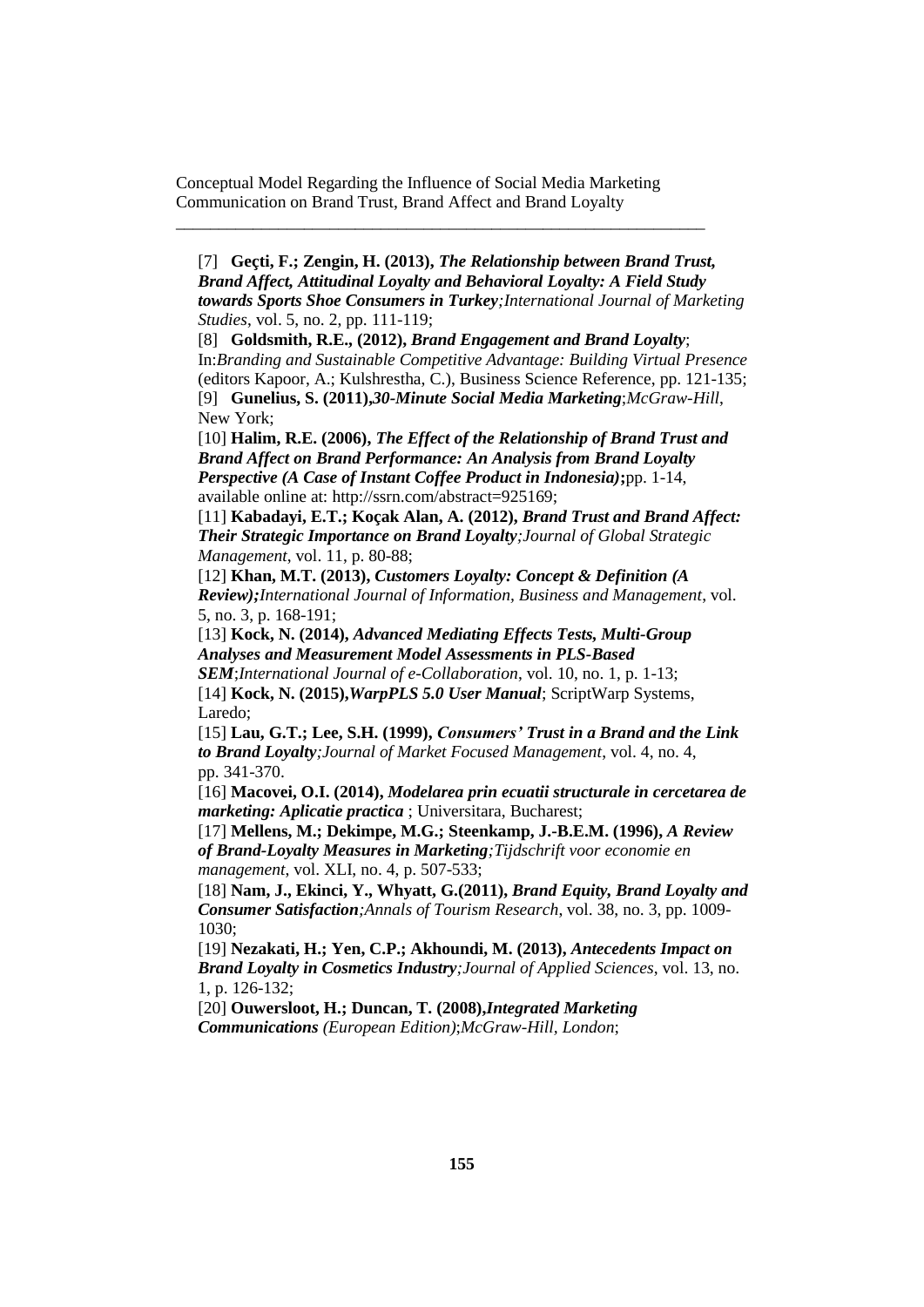[7] **Geçti, F.; Zengin, H. (2013),** ***The Relationship between Brand Trust, Brand Affect, Attitudinal Loyalty and Behavioral Loyalty: A Field Study towards Sports Shoe Consumers in Turkey****;International Journal of Marketing Studies*, vol. 5, no. 2, pp. 111-119;

[8] **Goldsmith, R.E., (2012),** ***Brand Engagement and Brand Loyalty***; In:*Branding and Sustainable Competitive Advantage: Building Virtual Presence* (editors Kapoor, A.; Kulshrestha, C.), Business Science Reference, pp. 121-135;

[9] **Gunelius, S. (2011),*****30-Minute Social Media Marketing***;*McGraw-Hill*, New York;

[10] **Halim, R.E. (2006),** ***The Effect of the Relationship of Brand Trust and Brand Affect on Brand Performance: An Analysis from Brand Loyalty Perspective (A Case of Instant Coffee Product in Indonesia)*;**pp. 1-14, available online at: http://ssrn.com/abstract=925169;

[11] **Kabadayi, E.T.; Koçak Alan, A. (2012),** ***Brand Trust and Brand Affect: Their Strategic Importance on Brand Loyalty****;Journal of Global Strategic Management*, vol. 11, p. 80-88;

[12] **Khan, M.T. (2013),** ***Customers Loyalty: Concept & Definition (A Review);****International Journal of Information, Business and Management*, vol. 5, no. 3, p. 168-191;

[13] **Kock, N. (2014),** ***Advanced Mediating Effects Tests, Multi-Group Analyses and Measurement Model Assessments in PLS-Based SEM***;*International Journal of e-Collaboration*, vol. 10, no. 1, p. 1-13;

[14] **Kock, N. (2015),*****WarpPLS 5.0 User Manual***; ScriptWarp Systems, Laredo;

[15] **Lau, G.T.; Lee, S.H. (1999),** ***Consumers' Trust in a Brand and the Link to Brand Loyalty****;Journal of Market Focused Management*, vol. 4, no. 4, pp. 341-370.

[16] **Macovei, O.I. (2014),** ***Modelarea prin ecuatii structurale in cercetarea de marketing: Aplicatie practica*** ; Universitara, Bucharest;

[17] **Mellens, M.; Dekimpe, M.G.; Steenkamp, J.-B.E.M. (1996),** ***A Review of Brand-Loyalty Measures in Marketing****;Tijdschrift voor economie en management*, vol. XLI, no. 4, p. 507-533;

[18] **Nam, J., Ekinci, Y., Whyatt, G.(2011),** ***Brand Equity, Brand Loyalty and Consumer Satisfaction****;Annals of Tourism Research*, vol. 38, no. 3, pp. 1009-1030;

[19] **Nezakati, H.; Yen, C.P.; Akhoundi, M. (2013),** ***Antecedents Impact on Brand Loyalty in Cosmetics Industry****;Journal of Applied Sciences*, vol. 13, no. 1, p. 126-132;

[20] **Ouwersloot, H.; Duncan, T. (2008),*****Integrated Marketing Communications*** *(European Edition)*;*McGraw-Hill, London*;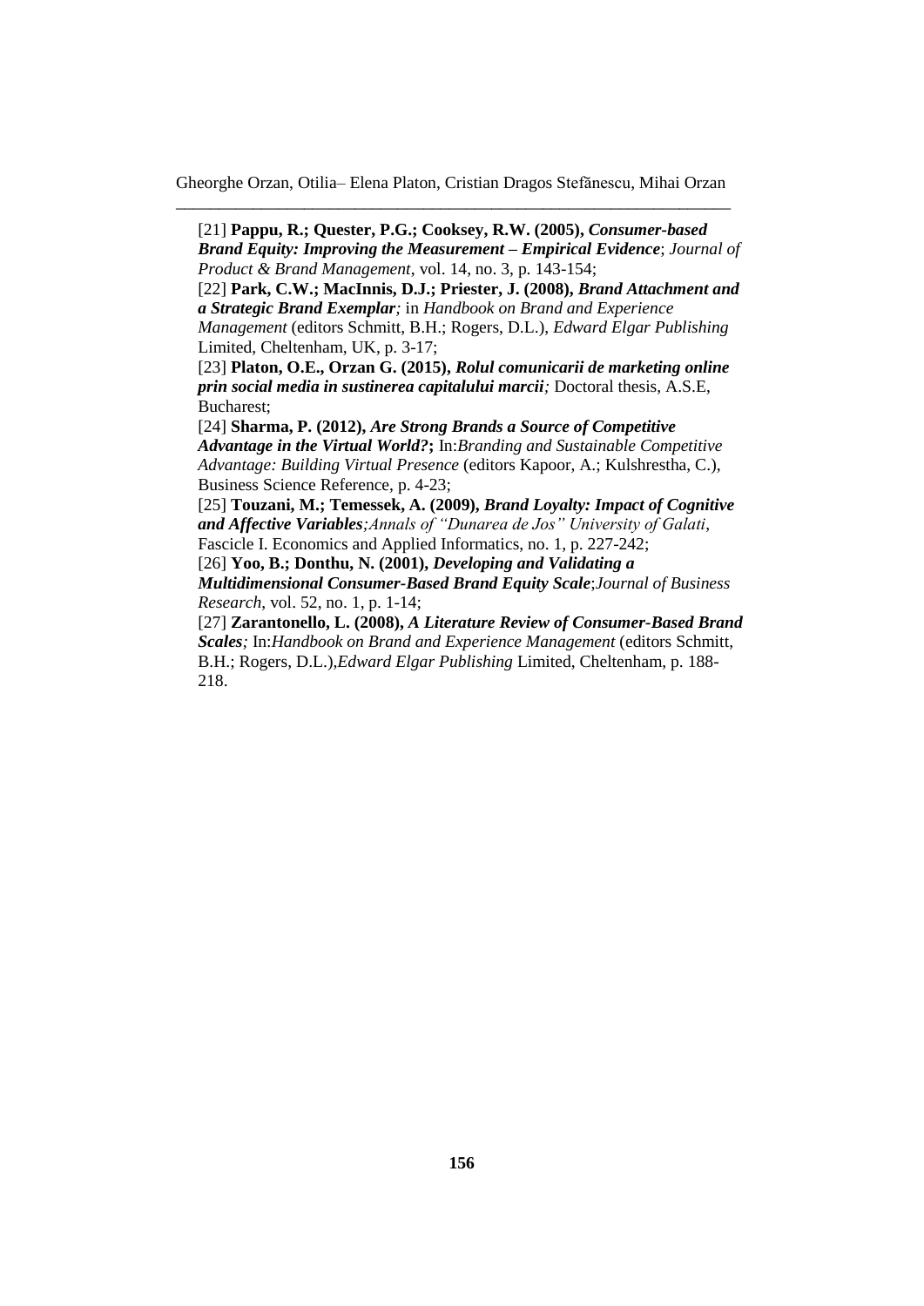[21] **Pappu, R.; Quester, P.G.; Cooksey, R.W. (2005),** ***Consumer-based Brand Equity: Improving the Measurement – Empirical Evidence***; *Journal of Product & Brand Management*, vol. 14, no. 3, p. 143-154;

[22] **Park, C.W.; MacInnis, D.J.; Priester, J. (2008),** ***Brand Attachment and a Strategic Brand Exemplar****;* in *Handbook on Brand and Experience Management* (editors Schmitt, B.H.; Rogers, D.L.), *Edward Elgar Publishing* Limited, Cheltenham, UK, p. 3-17;

[23] **Platon, O.E., Orzan G. (2015),** ***Rolul comunicarii de marketing online prin social media in sustinerea capitalului marcii****;* Doctoral thesis, A.S.E, Bucharest;

[24] **Sharma, P. (2012),** ***Are Strong Brands a Source of Competitive Advantage in the Virtual World?*****;** In:*Branding and Sustainable Competitive Advantage: Building Virtual Presence* (editors Kapoor, A.; Kulshrestha, C.), Business Science Reference, p. 4-23;

[25] **Touzani, M.; Temessek, A. (2009),** ***Brand Loyalty: Impact of Cognitive and Affective Variables****;Annals of "Dunarea de Jos" University of Galati*, Fascicle I. Economics and Applied Informatics, no. 1, p. 227-242;

[26] **Yoo, B.; Donthu, N. (2001),** ***Developing and Validating a Multidimensional Consumer-Based Brand Equity Scale***;*Journal of Business Research*, vol. 52, no. 1, p. 1-14;

[27] **Zarantonello, L. (2008),** ***A Literature Review of Consumer-Based Brand Scales****;* In:*Handbook on Brand and Experience Management* (editors Schmitt, B.H.; Rogers, D.L.),*Edward Elgar Publishing* Limited, Cheltenham, p. 188-218.